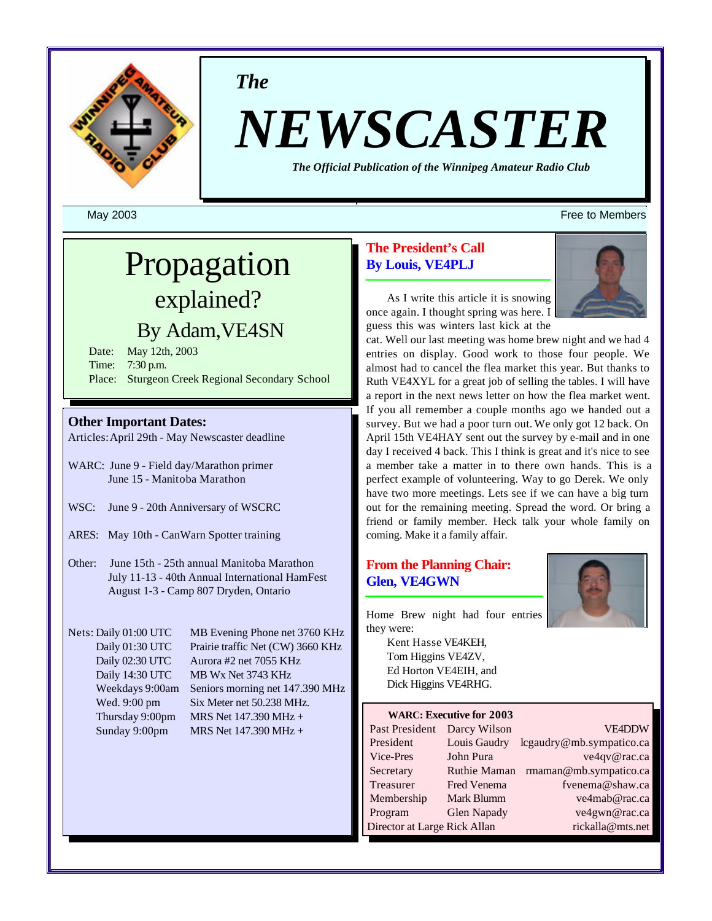*The*

# NEWSCASTER

*The Official Publication of the Winnipeg Amateur Radio Club*

May 2003 — Free to Members

## Propagation explained?

### By Adam, VE4SN

Date: May 12th, 2003
Time: 7:30 p.m.
Place: Sturgeon Creek Regional Secondary School

### Other Important Dates:

Articles: April 29th - May Newscaster deadline

WARC: June 9 - Field day/Marathon primer
June 15 - Manitoba Marathon

WSC: June 9 - 20th Anniversary of WSCRC

ARES: May 10th - CanWarn Spotter training

Other: June 15th - 25th annual Manitoba Marathon
July 11-13 - 40th Annual International HamFest
August 1-3 - Camp 807 Dryden, Ontario

| Nets: | |
|---|---|
| Daily 01:00 UTC | MB Evening Phone net 3760 KHz |
| Daily 01:30 UTC | Prairie traffic Net (CW) 3660 KHz |
| Daily 02:30 UTC | Aurora #2 net 7055 KHz |
| Daily 14:30 UTC | MB Wx Net 3743 KHz |
| Weekdays 9:00am | Seniors morning net 147.390 MHz |
| Wed. 9:00 pm | Six Meter net 50.238 MHz. |
| Thursday 9:00pm | MRS Net 147.390 MHz + |
| Sunday 9:00pm | MRS Net 147.390 MHz + |

## The President's Call
### By Louis, VE4PLJ

As I write this article it is snowing once again. I thought spring was here. I guess this was winters last kick at the cat. Well our last meeting was home brew night and we had 4 entries on display. Good work to those four people. We almost had to cancel the flea market this year. But thanks to Ruth VE4XYL for a great job of selling the tables. I will have a report in the next news letter on how the flea market went. If you all remember a couple months ago we handed out a survey. But we had a poor turn out. We only got 12 back. On April 15th VE4HAY sent out the survey by e-mail and in one day I received 4 back. This I think is great and it's nice to see a member take a matter in to there own hands. This is a perfect example of volunteering. Way to go Derek. We only have two more meetings. Lets see if we can have a big turn out for the remaining meeting. Spread the word. Or bring a friend or family member. Heck talk your whole family on coming. Make it a family affair.

## From the Planning Chair:
### Glen, VE4GWN

Home Brew night had four entries they were:

- Kent Hasse VE4KEH,
- Tom Higgins VE4ZV,
- Ed Horton VE4EIH, and
- Dick Higgins VE4RHG.

**WARC: Executive for 2003**

| Position | Name | Contact |
|---|---|---|
| Past President | Darcy Wilson | VE4DDW |
| President | Louis Gaudry | lcgaudry@mb.sympatico.ca |
| Vice-Pres | John Pura | ve4qv@rac.ca |
| Secretary | Ruthie Maman | rmaman@mb.sympatico.ca |
| Treasurer | Fred Venema | fvenema@shaw.ca |
| Membership | Mark Blumm | ve4mab@rac.ca |
| Program | Glen Napady | ve4gwn@rac.ca |
| Director at Large | Rick Allan | rickalla@mts.net |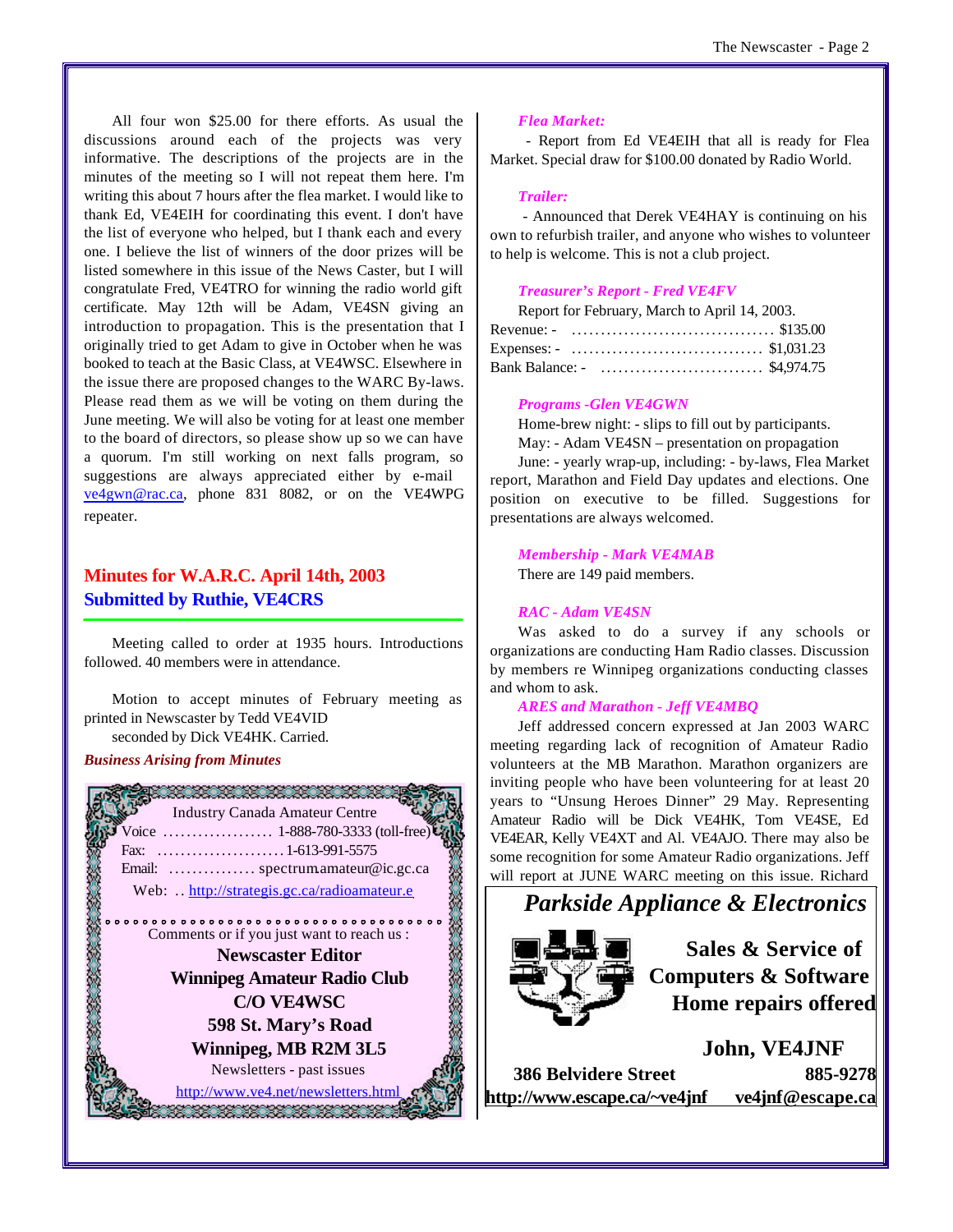All four won $25.00 for there efforts. As usual the discussions around each of the projects was very informative. The descriptions of the projects are in the minutes of the meeting so I will not repeat them here. I'm writing this about 7 hours after the flea market. I would like to thank Ed, VE4EIH for coordinating this event. I don't have the list of everyone who helped, but I thank each and every one. I believe the list of winners of the door prizes will be listed somewhere in this issue of the News Caster, but I will congratulate Fred, VE4TRO for winning the radio world gift certificate. May 12th will be Adam, VE4SN giving an introduction to propagation. This is the presentation that I originally tried to get Adam to give in October when he was booked to teach at the Basic Class, at VE4WSC. Elsewhere in the issue there are proposed changes to the WARC By-laws. Please read them as we will be voting on them during the June meeting. We will also be voting for at least one member to the board of directors, so please show up so we can have a quorum. I'm still working on next falls program, so suggestions are always appreciated either by e-mail ve4gwn@rac.ca, phone 831 8082, or on the VE4WPG repeater.

## Minutes for W.A.R.C. April 14th, 2003
## Submitted by Ruthie, VE4CRS

Meeting called to order at 1935 hours. Introductions followed. 40 members were in attendance.

Motion to accept minutes of February meeting as printed in Newscaster by Tedd VE4VID seconded by Dick VE4HK. Carried.

***Business Arising from Minutes***

Industry Canada Amateur Centre
Voice ................... 1-888-780-3333 (toll-free)
Fax: ...................... 1-613-991-5575
Email: ............... spectrum.amateur@ic.gc.ca
Web: .. http://strategis.gc.ca/radioamateur.e

Comments or if you just want to reach us :

**Newscaster Editor**
**Winnipeg Amateur Radio Club**
**C/O VE4WSC**
**598 St. Mary's Road**
**Winnipeg, MB R2M 3L5**

Newsletters - past issues
http://www.ve4.net/newsletters.html

***Flea Market:***

- Report from Ed VE4EIH that all is ready for Flea Market. Special draw for $100.00 donated by Radio World.

***Trailer:***

- Announced that Derek VE4HAY is continuing on his own to refurbish trailer, and anyone who wishes to volunteer to help is welcome. This is not a club project.

***Treasurer's Report - Fred VE4FV***

Report for February, March to April 14, 2003.
Revenue: - ................................... $135.00
Expenses: - ................................. $1,031.23
Bank Balance: - ............................ $4,974.75

***Programs -Glen VE4GWN***

Home-brew night: - slips to fill out by participants.
May: - Adam VE4SN – presentation on propagation
June: - yearly wrap-up, including: - by-laws, Flea Market report, Marathon and Field Day updates and elections. One position on executive to be filled. Suggestions for presentations are always welcomed.

***Membership - Mark VE4MAB***

There are 149 paid members.

***RAC - Adam VE4SN***

Was asked to do a survey if any schools or organizations are conducting Ham Radio classes. Discussion by members re Winnipeg organizations conducting classes and whom to ask.

***ARES and Marathon - Jeff VE4MBQ***

Jeff addressed concern expressed at Jan 2003 WARC meeting regarding lack of recognition of Amateur Radio volunteers at the MB Marathon. Marathon organizers are inviting people who have been volunteering for at least 20 years to "Unsung Heroes Dinner" 29 May. Representing Amateur Radio will be Dick VE4HK, Tom VE4SE, Ed VE4EAR, Kelly VE4XT and Al. VE4AJO. There may also be some recognition for some Amateur Radio organizations. Jeff will report at JUNE WARC meeting on this issue. Richard

***Parkside Appliance & Electronics***

**Sales & Service of Computers & Software**
**Home repairs offered**

**John, VE4JNF**
**386 Belvidere Street** **885-9278**
**http://www.escape.ca/~ve4jnf** **ve4jnf@escape.ca**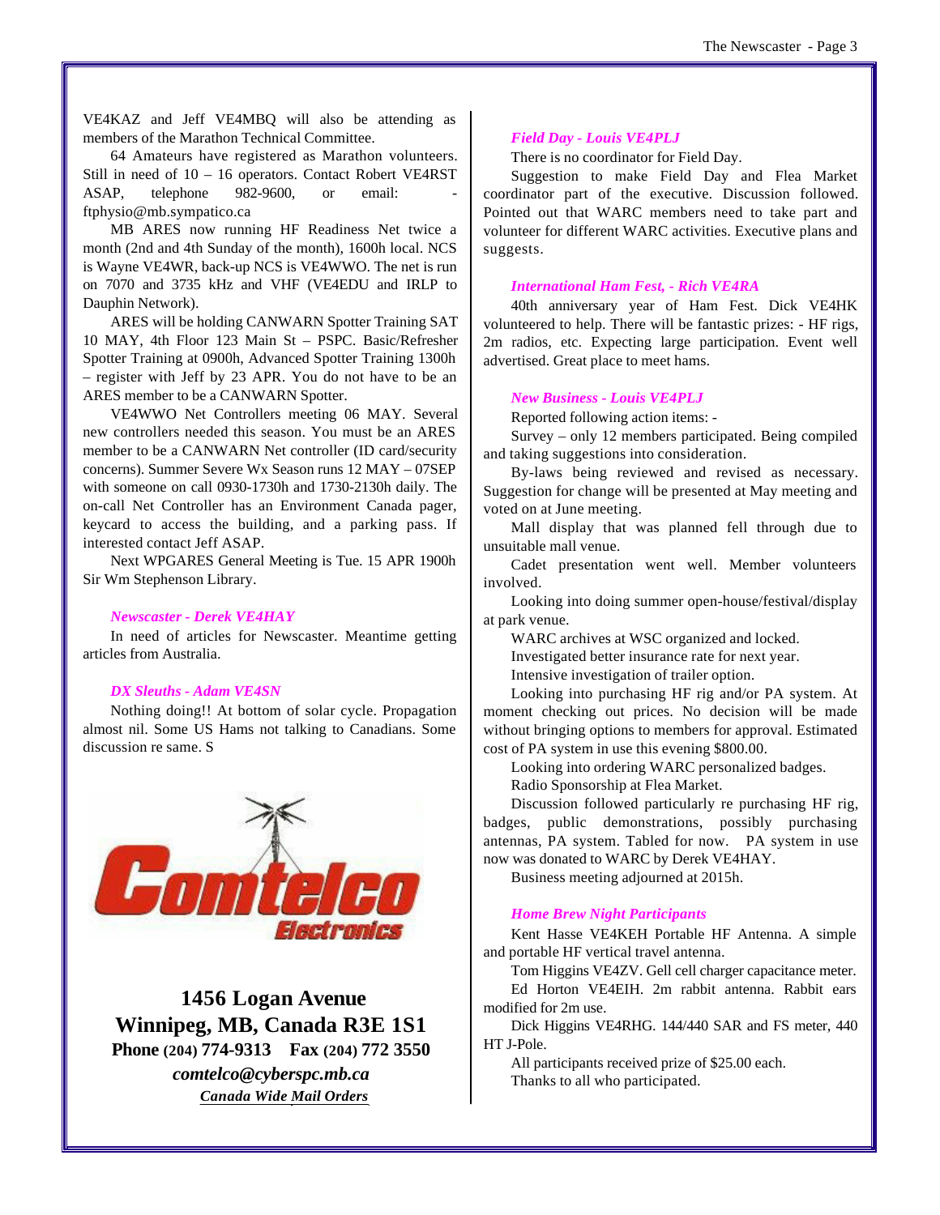VE4KAZ and Jeff VE4MBQ will also be attending as members of the Marathon Technical Committee.

64 Amateurs have registered as Marathon volunteers. Still in need of 10 – 16 operators. Contact Robert VE4RST ASAP, telephone 982-9600, or email: - ftphysio@mb.sympatico.ca

MB ARES now running HF Readiness Net twice a month (2nd and 4th Sunday of the month), 1600h local. NCS is Wayne VE4WR, back-up NCS is VE4WWO. The net is run on 7070 and 3735 kHz and VHF (VE4EDU and IRLP to Dauphin Network).

ARES will be holding CANWARN Spotter Training SAT 10 MAY, 4th Floor 123 Main St – PSPC. Basic/Refresher Spotter Training at 0900h, Advanced Spotter Training 1300h – register with Jeff by 23 APR. You do not have to be an ARES member to be a CANWARN Spotter.

VE4WWO Net Controllers meeting 06 MAY. Several new controllers needed this season. You must be an ARES member to be a CANWARN Net controller (ID card/security concerns). Summer Severe Wx Season runs 12 MAY – 07SEP with someone on call 0930-1730h and 1730-2130h daily. The on-call Net Controller has an Environment Canada pager, keycard to access the building, and a parking pass. If interested contact Jeff ASAP.

Next WPGARES General Meeting is Tue. 15 APR 1900h Sir Wm Stephenson Library.

### *Newscaster - Derek VE4HAY*

In need of articles for Newscaster. Meantime getting articles from Australia.

### *DX Sleuths - Adam VE4SN*

Nothing doing!! At bottom of solar cycle. Propagation almost nil. Some US Hams not talking to Canadians. Some discussion re same. S

**Comtelco Electronics**

**1456 Logan Avenue**
**Winnipeg, MB, Canada R3E 1S1**
**Phone (204) 774-9313 Fax (204) 772 3550**
***comtelco@cyberspc.mb.ca***
***Canada Wide Mail Orders***

### *Field Day - Louis VE4PLJ*

There is no coordinator for Field Day.

Suggestion to make Field Day and Flea Market coordinator part of the executive. Discussion followed. Pointed out that WARC members need to take part and volunteer for different WARC activities. Executive plans and suggests.

### *International Ham Fest, - Rich VE4RA*

40th anniversary year of Ham Fest. Dick VE4HK volunteered to help. There will be fantastic prizes: - HF rigs, 2m radios, etc. Expecting large participation. Event well advertised. Great place to meet hams.

### *New Business - Louis VE4PLJ*

Reported following action items: -

Survey – only 12 members participated. Being compiled and taking suggestions into consideration.

By-laws being reviewed and revised as necessary. Suggestion for change will be presented at May meeting and voted on at June meeting.

Mall display that was planned fell through due to unsuitable mall venue.

Cadet presentation went well. Member volunteers involved.

Looking into doing summer open-house/festival/display at park venue.

WARC archives at WSC organized and locked.

Investigated better insurance rate for next year.

Intensive investigation of trailer option.

Looking into purchasing HF rig and/or PA system. At moment checking out prices. No decision will be made without bringing options to members for approval. Estimated cost of PA system in use this evening $800.00.

Looking into ordering WARC personalized badges.

Radio Sponsorship at Flea Market.

Discussion followed particularly re purchasing HF rig, badges, public demonstrations, possibly purchasing antennas, PA system. Tabled for now. PA system in use now was donated to WARC by Derek VE4HAY.

Business meeting adjourned at 2015h.

### *Home Brew Night Participants*

Kent Hasse VE4KEH Portable HF Antenna. A simple and portable HF vertical travel antenna.

Tom Higgins VE4ZV. Gell cell charger capacitance meter.

Ed Horton VE4EIH. 2m rabbit antenna. Rabbit ears modified for 2m use.

Dick Higgins VE4RHG. 144/440 SAR and FS meter, 440 HT J-Pole.

All participants received prize of $25.00 each.

Thanks to all who participated.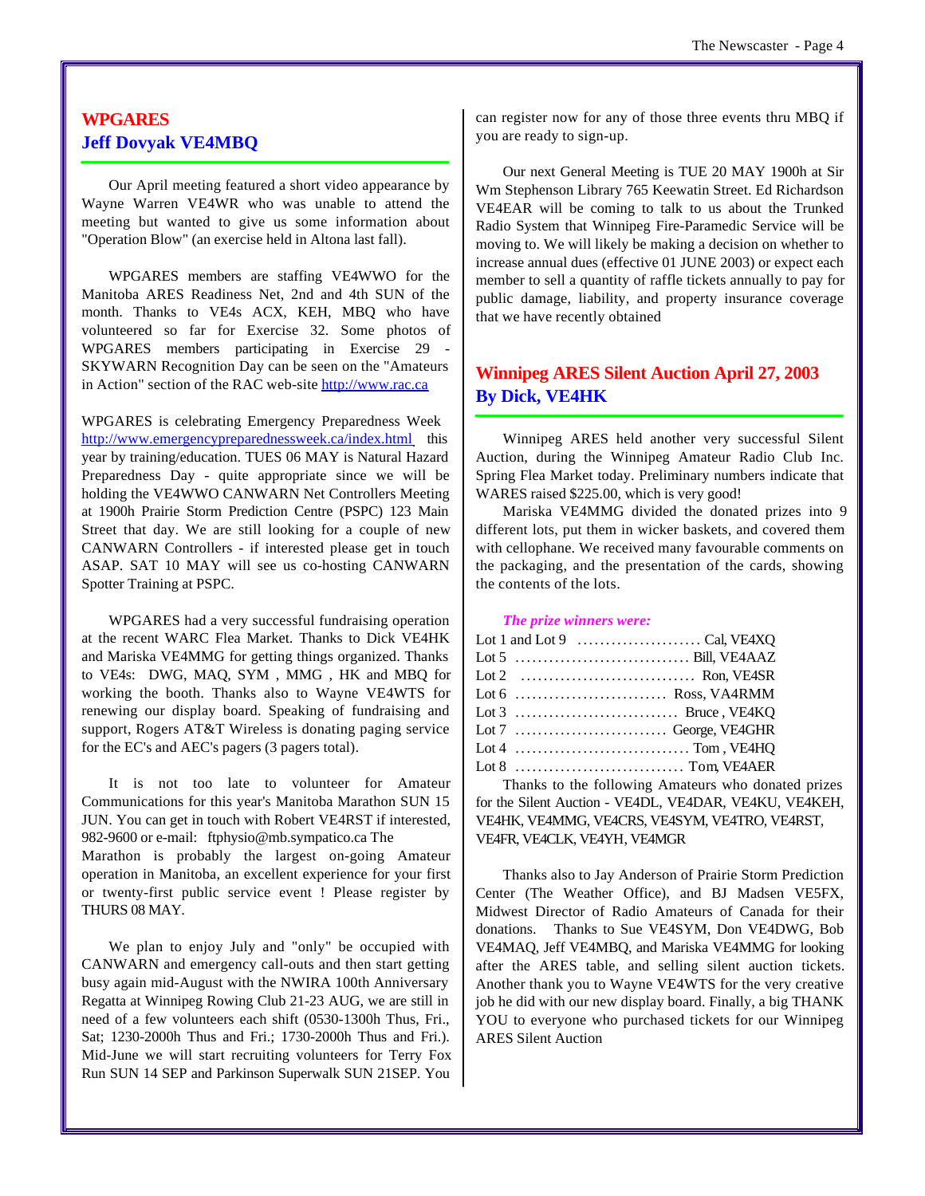## WPGARES
## Jeff Dovyak VE4MBQ

Our April meeting featured a short video appearance by Wayne Warren VE4WR who was unable to attend the meeting but wanted to give us some information about "Operation Blow" (an exercise held in Altona last fall).

WPGARES members are staffing VE4WWO for the Manitoba ARES Readiness Net, 2nd and 4th SUN of the month. Thanks to VE4s ACX, KEH, MBQ who have volunteered so far for Exercise 32. Some photos of WPGARES members participating in Exercise 29 - SKYWARN Recognition Day can be seen on the "Amateurs in Action" section of the RAC web-site http://www.rac.ca

WPGARES is celebrating Emergency Preparedness Week http://www.emergencypreparednessweek.ca/index.html this year by training/education. TUES 06 MAY is Natural Hazard Preparedness Day - quite appropriate since we will be holding the VE4WWO CANWARN Net Controllers Meeting at 1900h Prairie Storm Prediction Centre (PSPC) 123 Main Street that day. We are still looking for a couple of new CANWARN Controllers - if interested please get in touch ASAP. SAT 10 MAY will see us co-hosting CANWARN Spotter Training at PSPC.

WPGARES had a very successful fundraising operation at the recent WARC Flea Market. Thanks to Dick VE4HK and Mariska VE4MMG for getting things organized. Thanks to VE4s: DWG, MAQ, SYM , MMG , HK and MBQ for working the booth. Thanks also to Wayne VE4WTS for renewing our display board. Speaking of fundraising and support, Rogers AT&T Wireless is donating paging service for the EC's and AEC's pagers (3 pagers total).

It is not too late to volunteer for Amateur Communications for this year's Manitoba Marathon SUN 15 JUN. You can get in touch with Robert VE4RST if interested, 982-9600 or e-mail: ftphysio@mb.sympatico.ca The Marathon is probably the largest on-going Amateur operation in Manitoba, an excellent experience for your first or twenty-first public service event ! Please register by THURS 08 MAY.

We plan to enjoy July and "only" be occupied with CANWARN and emergency call-outs and then start getting busy again mid-August with the NWIRA 100th Anniversary Regatta at Winnipeg Rowing Club 21-23 AUG, we are still in need of a few volunteers each shift (0530-1300h Thus, Fri., Sat; 1230-2000h Thus and Fri.; 1730-2000h Thus and Fri.). Mid-June we will start recruiting volunteers for Terry Fox Run SUN 14 SEP and Parkinson Superwalk SUN 21SEP. You can register now for any of those three events thru MBQ if you are ready to sign-up.

Our next General Meeting is TUE 20 MAY 1900h at Sir Wm Stephenson Library 765 Keewatin Street. Ed Richardson VE4EAR will be coming to talk to us about the Trunked Radio System that Winnipeg Fire-Paramedic Service will be moving to. We will likely be making a decision on whether to increase annual dues (effective 01 JUNE 2003) or expect each member to sell a quantity of raffle tickets annually to pay for public damage, liability, and property insurance coverage that we have recently obtained

## Winnipeg ARES Silent Auction April 27, 2003
## By Dick, VE4HK

Winnipeg ARES held another very successful Silent Auction, during the Winnipeg Amateur Radio Club Inc. Spring Flea Market today. Preliminary numbers indicate that WARES raised $225.00, which is very good!

Mariska VE4MMG divided the donated prizes into 9 different lots, put them in wicker baskets, and covered them with cellophane. We received many favourable comments on the packaging, and the presentation of the cards, showing the contents of the lots.

***The prize winners were:***

- Lot 1 and Lot 9 ...................... Cal, VE4XQ
- Lot 5 ............................... Bill, VE4AAZ
- Lot 2 ............................... Ron, VE4SR
- Lot 6 ........................... Ross, VA4RMM
- Lot 3 ............................ Bruce , VE4KQ
- Lot 7 ........................... George, VE4GHR
- Lot 4 ............................... Tom , VE4HQ
- Lot 8 .............................. Tom, VE4AER

Thanks to the following Amateurs who donated prizes for the Silent Auction - VE4DL, VE4DAR, VE4KU, VE4KEH, VE4HK, VE4MMG, VE4CRS, VE4SYM, VE4TRO, VE4RST, VE4FR, VE4CLK, VE4YH, VE4MGR

Thanks also to Jay Anderson of Prairie Storm Prediction Center (The Weather Office), and BJ Madsen VE5FX, Midwest Director of Radio Amateurs of Canada for their donations. Thanks to Sue VE4SYM, Don VE4DWG, Bob VE4MAQ, Jeff VE4MBQ, and Mariska VE4MMG for looking after the ARES table, and selling silent auction tickets. Another thank you to Wayne VE4WTS for the very creative job he did with our new display board. Finally, a big THANK YOU to everyone who purchased tickets for our Winnipeg ARES Silent Auction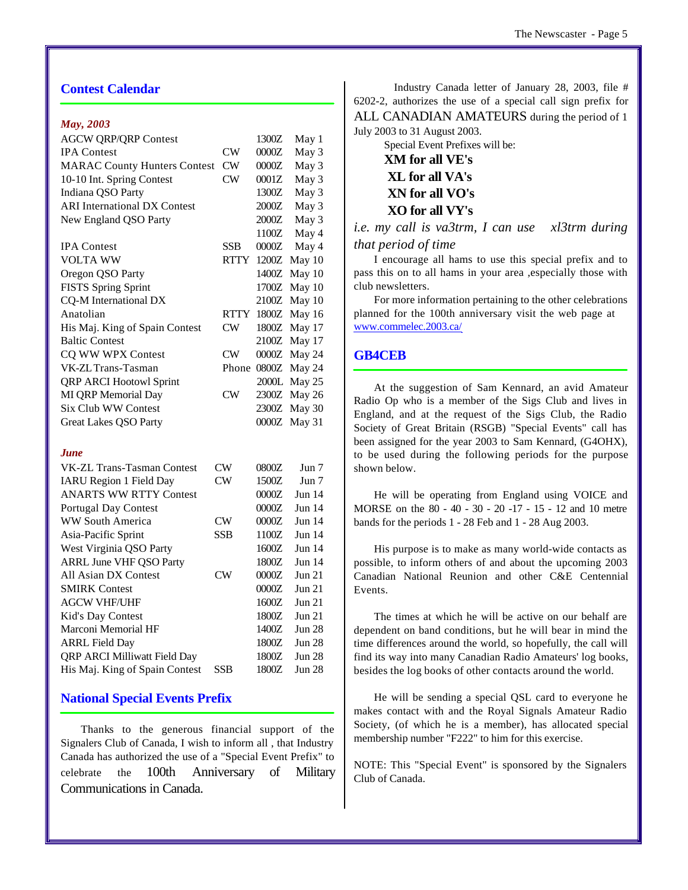## Contest Calendar

*May, 2003*

| Contest | Mode | Time | Date |
|---|---|---|---|
| AGCW QRP/QRP Contest | | 1300Z | May 1 |
| IPA Contest | CW | 0000Z | May 3 |
| MARAC County Hunters Contest | CW | 0000Z | May 3 |
| 10-10 Int. Spring Contest | CW | 0001Z | May 3 |
| Indiana QSO Party | | 1300Z | May 3 |
| ARI International DX Contest | | 2000Z | May 3 |
| New England QSO Party | | 2000Z | May 3 |
| | | 1100Z | May 4 |
| IPA Contest | SSB | 0000Z | May 4 |
| VOLTA WW | RTTY | 1200Z | May 10 |
| Oregon QSO Party | | 1400Z | May 10 |
| FISTS Spring Sprint | | 1700Z | May 10 |
| CQ-M International DX | | 2100Z | May 10 |
| Anatolian | RTTY | 1800Z | May 16 |
| His Maj. King of Spain Contest | CW | 1800Z | May 17 |
| Baltic Contest | | 2100Z | May 17 |
| CQ WW WPX Contest | CW | 0000Z | May 24 |
| VK-ZL Trans-Tasman | Phone | 0800Z | May 24 |
| QRP ARCI Hootowl Sprint | | 2000L | May 25 |
| MI QRP Memorial Day | CW | 2300Z | May 26 |
| Six Club WW Contest | | 2300Z | May 30 |
| Great Lakes QSO Party | | 0000Z | May 31 |

*June*

| Contest | Mode | Time | Date |
|---|---|---|---|
| VK-ZL Trans-Tasman Contest | CW | 0800Z | Jun 7 |
| IARU Region 1 Field Day | CW | 1500Z | Jun 7 |
| ANARTS WW RTTY Contest | | 0000Z | Jun 14 |
| Portugal Day Contest | | 0000Z | Jun 14 |
| WW South America | CW | 0000Z | Jun 14 |
| Asia-Pacific Sprint | SSB | 1100Z | Jun 14 |
| West Virginia QSO Party | | 1600Z | Jun 14 |
| ARRL June VHF QSO Party | | 1800Z | Jun 14 |
| All Asian DX Contest | CW | 0000Z | Jun 21 |
| SMIRK Contest | | 0000Z | Jun 21 |
| AGCW VHF/UHF | | 1600Z | Jun 21 |
| Kid's Day Contest | | 1800Z | Jun 21 |
| Marconi Memorial HF | | 1400Z | Jun 28 |
| ARRL Field Day | | 1800Z | Jun 28 |
| QRP ARCI Milliwatt Field Day | | 1800Z | Jun 28 |
| His Maj. King of Spain Contest | SSB | 1800Z | Jun 28 |

## National Special Events Prefix

Thanks to the generous financial support of the Signalers Club of Canada, I wish to inform all , that Industry Canada has authorized the use of a "Special Event Prefix" to celebrate the 100th Anniversary of Military Communications in Canada.

Industry Canada letter of January 28, 2003, file # 6202-2, authorizes the use of a special call sign prefix for ALL CANADIAN AMATEURS during the period of 1 July 2003 to 31 August 2003.

Special Event Prefixes will be:

**XM for all VE's**
**XL for all VA's**
**XN for all VO's**
**XO for all VY's**

*i.e. my call is va3trm, I can use xl3trm during that period of time*

I encourage all hams to use this special prefix and to pass this on to all hams in your area ,especially those with club newsletters.

For more information pertaining to the other celebrations planned for the 100th anniversary visit the web page at www.commelec.2003.ca/

## GB4CEB

At the suggestion of Sam Kennard, an avid Amateur Radio Op who is a member of the Sigs Club and lives in England, and at the request of the Sigs Club, the Radio Society of Great Britain (RSGB) "Special Events" call has been assigned for the year 2003 to Sam Kennard, (G4OHX), to be used during the following periods for the purpose shown below.

He will be operating from England using VOICE and MORSE on the 80 - 40 - 30 - 20 -17 - 15 - 12 and 10 metre bands for the periods 1 - 28 Feb and 1 - 28 Aug 2003.

His purpose is to make as many world-wide contacts as possible, to inform others of and about the upcoming 2003 Canadian National Reunion and other C&E Centennial Events.

The times at which he will be active on our behalf are dependent on band conditions, but he will bear in mind the time differences around the world, so hopefully, the call will find its way into many Canadian Radio Amateurs' log books, besides the log books of other contacts around the world.

He will be sending a special QSL card to everyone he makes contact with and the Royal Signals Amateur Radio Society, (of which he is a member), has allocated special membership number "F222" to him for this exercise.

NOTE: This "Special Event" is sponsored by the Signalers Club of Canada.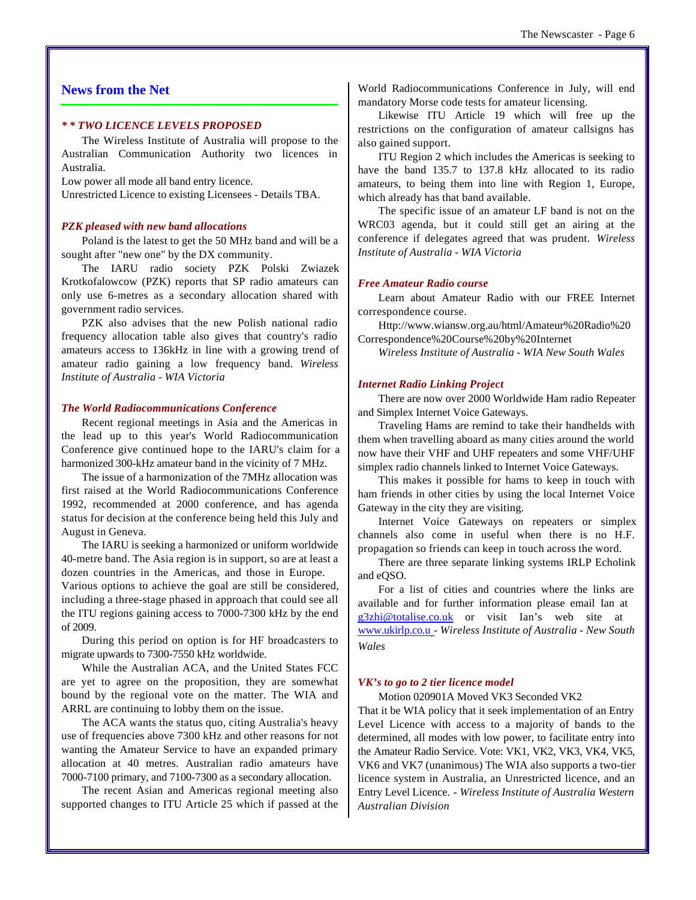## News from the Net

### *\* \* TWO LICENCE LEVELS PROPOSED*

The Wireless Institute of Australia will propose to the Australian Communication Authority two licences in Australia.

Low power all mode all band entry licence.

Unrestricted Licence to existing Licensees - Details TBA.

### *PZK pleased with new band allocations*

Poland is the latest to get the 50 MHz band and will be a sought after "new one" by the DX community.

The IARU radio society PZK Polski Zwiazek Krotkofalowcow (PZK) reports that SP radio amateurs can only use 6-metres as a secondary allocation shared with government radio services.

PZK also advises that the new Polish national radio frequency allocation table also gives that country's radio amateurs access to 136kHz in line with a growing trend of amateur radio gaining a low frequency band. *Wireless Institute of Australia - WIA Victoria*

### *The World Radiocommunications Conference*

Recent regional meetings in Asia and the Americas in the lead up to this year's World Radiocommunication Conference give continued hope to the IARU's claim for a harmonized 300-kHz amateur band in the vicinity of 7 MHz.

The issue of a harmonization of the 7MHz allocation was first raised at the World Radiocommunications Conference 1992, recommended at 2000 conference, and has agenda status for decision at the conference being held this July and August in Geneva.

The IARU is seeking a harmonized or uniform worldwide 40-metre band. The Asia region is in support, so are at least a dozen countries in the Americas, and those in Europe. Various options to achieve the goal are still be considered, including a three-stage phased in approach that could see all the ITU regions gaining access to 7000-7300 kHz by the end of 2009.

During this period on option is for HF broadcasters to migrate upwards to 7300-7550 kHz worldwide.

While the Australian ACA, and the United States FCC are yet to agree on the proposition, they are somewhat bound by the regional vote on the matter. The WIA and ARRL are continuing to lobby them on the issue.

The ACA wants the status quo, citing Australia's heavy use of frequencies above 7300 kHz and other reasons for not wanting the Amateur Service to have an expanded primary allocation at 40 metres. Australian radio amateurs have 7000-7100 primary, and 7100-7300 as a secondary allocation.

The recent Asian and Americas regional meeting also supported changes to ITU Article 25 which if passed at the World Radiocommunications Conference in July, will end mandatory Morse code tests for amateur licensing.

Likewise ITU Article 19 which will free up the restrictions on the configuration of amateur callsigns has also gained support.

ITU Region 2 which includes the Americas is seeking to have the band 135.7 to 137.8 kHz allocated to its radio amateurs, to being them into line with Region 1, Europe, which already has that band available.

The specific issue of an amateur LF band is not on the WRC03 agenda, but it could still get an airing at the conference if delegates agreed that was prudent. *Wireless Institute of Australia - WIA Victoria*

### *Free Amateur Radio course*

Learn about Amateur Radio with our FREE Internet correspondence course.

Http://www.wiansw.org.au/html/Amateur%20Radio%20Correspondence%20Course%20by%20Internet

*Wireless Institute of Australia - WIA New South Wales*

### *Internet Radio Linking Project*

There are now over 2000 Worldwide Ham radio Repeater and Simplex Internet Voice Gateways.

Traveling Hams are remind to take their handhelds with them when travelling aboard as many cities around the world now have their VHF and UHF repeaters and some VHF/UHF simplex radio channels linked to Internet Voice Gateways.

This makes it possible for hams to keep in touch with ham friends in other cities by using the local Internet Voice Gateway in the city they are visiting.

Internet Voice Gateways on repeaters or simplex channels also come in useful when there is no H.F. propagation so friends can keep in touch across the word.

There are three separate linking systems IRLP Echolink and eQSO.

For a list of cities and countries where the links are available and for further information please email Ian at g3zhi@totalise.co.uk or visit Ian's web site at www.ukirlp.co.u - *Wireless Institute of Australia - New South Wales*

### *VK's to go to 2 tier licence model*

Motion 020901A Moved VK3 Seconded VK2

That it be WIA policy that it seek implementation of an Entry Level Licence with access to a majority of bands to the determined, all modes with low power, to facilitate entry into the Amateur Radio Service. Vote: VK1, VK2, VK3, VK4, VK5, VK6 and VK7 (unanimous) The WIA also supports a two-tier licence system in Australia, an Unrestricted licence, and an Entry Level Licence. - *Wireless Institute of Australia Western Australian Division*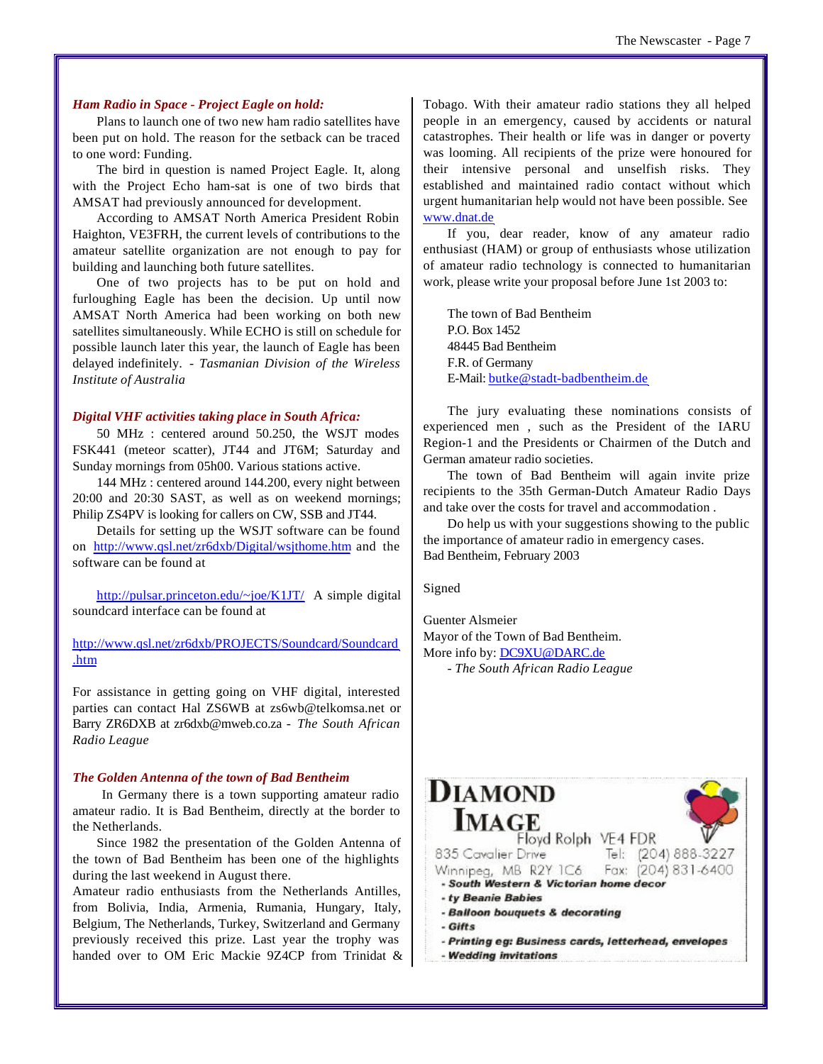### *Ham Radio in Space - Project Eagle on hold:*

Plans to launch one of two new ham radio satellites have been put on hold. The reason for the setback can be traced to one word: Funding.

The bird in question is named Project Eagle. It, along with the Project Echo ham-sat is one of two birds that AMSAT had previously announced for development.

According to AMSAT North America President Robin Haighton, VE3FRH, the current levels of contributions to the amateur satellite organization are not enough to pay for building and launching both future satellites.

One of two projects has to be put on hold and furloughing Eagle has been the decision. Up until now AMSAT North America had been working on both new satellites simultaneously. While ECHO is still on schedule for possible launch later this year, the launch of Eagle has been delayed indefinitely. - *Tasmanian Division of the Wireless Institute of Australia*

### *Digital VHF activities taking place in South Africa:*

50 MHz : centered around 50.250, the WSJT modes FSK441 (meteor scatter), JT44 and JT6M; Saturday and Sunday mornings from 05h00. Various stations active.

144 MHz : centered around 144.200, every night between 20:00 and 20:30 SAST, as well as on weekend mornings; Philip ZS4PV is looking for callers on CW, SSB and JT44.

Details for setting up the WSJT software can be found on http://www.qsl.net/zr6dxb/Digital/wsjthome.htm and the software can be found at

http://pulsar.princeton.edu/~joe/K1JT/ A simple digital soundcard interface can be found at

http://www.qsl.net/zr6dxb/PROJECTS/Soundcard/Soundcard.htm

For assistance in getting going on VHF digital, interested parties can contact Hal ZS6WB at zs6wb@telkomsa.net or Barry ZR6DXB at zr6dxb@mweb.co.za - *The South African Radio League*

### *The Golden Antenna of the town of Bad Bentheim*

In Germany there is a town supporting amateur radio amateur radio. It is Bad Bentheim, directly at the border to the Netherlands.

Since 1982 the presentation of the Golden Antenna of the town of Bad Bentheim has been one of the highlights during the last weekend in August there.
Amateur radio enthusiasts from the Netherlands Antilles, from Bolivia, India, Armenia, Rumania, Hungary, Italy, Belgium, The Netherlands, Turkey, Switzerland and Germany previously received this prize. Last year the trophy was handed over to OM Eric Mackie 9Z4CP from Trinidat & Tobago. With their amateur radio stations they all helped people in an emergency, caused by accidents or natural catastrophes. Their health or life was in danger or poverty was looming. All recipients of the prize were honoured for their intensive personal and unselfish risks. They established and maintained radio contact without which urgent humanitarian help would not have been possible. See www.dnat.de

If you, dear reader, know of any amateur radio enthusiast (HAM) or group of enthusiasts whose utilization of amateur radio technology is connected to humanitarian work, please write your proposal before June 1st 2003 to:

The town of Bad Bentheim
P.O. Box 1452
48445 Bad Bentheim
F.R. of Germany
E-Mail: butke@stadt-badbentheim.de

The jury evaluating these nominations consists of experienced men , such as the President of the IARU Region-1 and the Presidents or Chairmen of the Dutch and German amateur radio societies.

The town of Bad Bentheim will again invite prize recipients to the 35th German-Dutch Amateur Radio Days and take over the costs for travel and accommodation .

Do help us with your suggestions showing to the public the importance of amateur radio in emergency cases.
Bad Bentheim, February 2003

Signed

Guenter Alsmeier
Mayor of the Town of Bad Bentheim.
More info by: DC9XU@DARC.de
- *The South African Radio League*

**DIAMOND IMAGE**
Floyd Rolph VE4 FDR
835 Cavalier Drive Tel: (204) 888-3227
Winnipeg, MB R2Y 1C6 Fax: (204) 831-6400

- **South Western & Victorian home decor**
- **ty Beanie Babies**
- **Balloon bouquets & decorating**
- **Gifts**
- **Printing eg: Business cards, letterhead, envelopes**
- **Wedding invitations**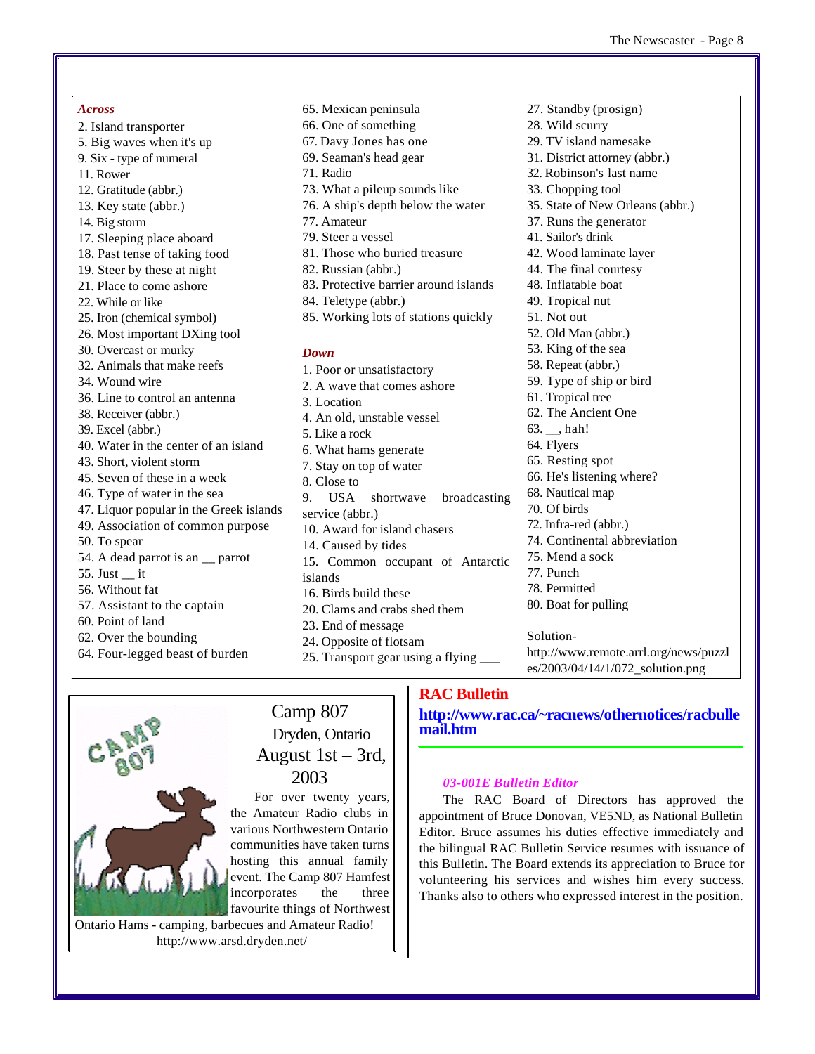### *Across*

2. Island transporter
5. Big waves when it's up
9. Six - type of numeral
11. Rower
12. Gratitude (abbr.)
13. Key state (abbr.)
14. Big storm
17. Sleeping place aboard
18. Past tense of taking food
19. Steer by these at night
21. Place to come ashore
22. While or like
25. Iron (chemical symbol)
26. Most important DXing tool
30. Overcast or murky
32. Animals that make reefs
34. Wound wire
36. Line to control an antenna
38. Receiver (abbr.)
39. Excel (abbr.)
40. Water in the center of an island
43. Short, violent storm
45. Seven of these in a week
46. Type of water in the sea
47. Liquor popular in the Greek islands
49. Association of common purpose
50. To spear
54. A dead parrot is an __ parrot
55. Just __ it
56. Without fat
57. Assistant to the captain
60. Point of land
62. Over the bounding
64. Four-legged beast of burden
65. Mexican peninsula
66. One of something
67. Davy Jones has one
69. Seaman's head gear
71. Radio
73. What a pileup sounds like
76. A ship's depth below the water
77. Amateur
79. Steer a vessel
81. Those who buried treasure
82. Russian (abbr.)
83. Protective barrier around islands
84. Teletype (abbr.)
85. Working lots of stations quickly

### *Down*

1. Poor or unsatisfactory
2. A wave that comes ashore
3. Location
4. An old, unstable vessel
5. Like a rock
6. What hams generate
7. Stay on top of water
8. Close to
9. USA shortwave broadcasting service (abbr.)
10. Award for island chasers
14. Caused by tides
15. Common occupant of Antarctic islands
16. Birds build these
20. Clams and crabs shed them
23. End of message
24. Opposite of flotsam
25. Transport gear using a flying ___
27. Standby (prosign)
28. Wild scurry
29. TV island namesake
31. District attorney (abbr.)
32. Robinson's last name
33. Chopping tool
35. State of New Orleans (abbr.)
37. Runs the generator
41. Sailor's drink
42. Wood laminate layer
44. The final courtesy
48. Inflatable boat
49. Tropical nut
51. Not out
52. Old Man (abbr.)
53. King of the sea
58. Repeat (abbr.)
59. Type of ship or bird
61. Tropical tree
62. The Ancient One
63. __, hah!
64. Flyers
65. Resting spot
66. He's listening where?
68. Nautical map
70. Of birds
72. Infra-red (abbr.)
74. Continental abbreviation
75. Mend a sock
77. Punch
78. Permitted
80. Boat for pulling

Solution- http://www.remote.arrl.org/news/puzzles/2003/04/14/1/072_solution.png

## Camp 807

Dryden, Ontario

August 1st – 3rd, 2003

For over twenty years, the Amateur Radio clubs in various Northwestern Ontario communities have taken turns hosting this annual family event. The Camp 807 Hamfest incorporates the three favourite things of Northwest Ontario Hams - camping, barbecues and Amateur Radio!

http://www.arsd.dryden.net/

## RAC Bulletin

**http://www.rac.ca/~racnews/othernotices/racbullemail.htm**

### *03-001E Bulletin Editor*

The RAC Board of Directors has approved the appointment of Bruce Donovan, VE5ND, as National Bulletin Editor. Bruce assumes his duties effective immediately and the bilingual RAC Bulletin Service resumes with issuance of this Bulletin. The Board extends its appreciation to Bruce for volunteering his services and wishes him every success. Thanks also to others who expressed interest in the position.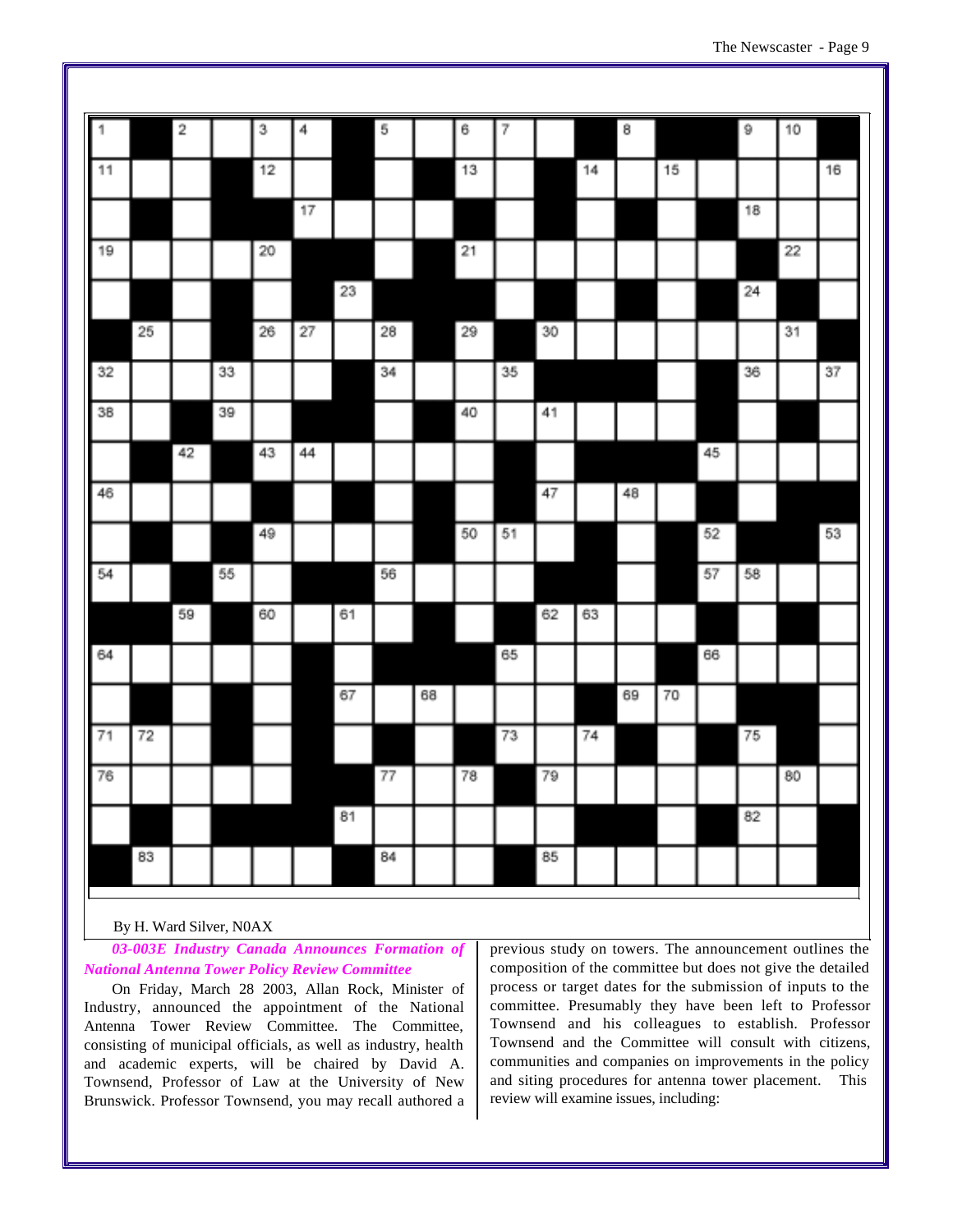By H. Ward Silver, N0AX

***03-003E Industry Canada Announces Formation of National Antenna Tower Policy Review Committee***

On Friday, March 28 2003, Allan Rock, Minister of Industry, announced the appointment of the National Antenna Tower Review Committee. The Committee, consisting of municipal officials, as well as industry, health and academic experts, will be chaired by David A. Townsend, Professor of Law at the University of New Brunswick. Professor Townsend, you may recall authored a previous study on towers. The announcement outlines the composition of the committee but does not give the detailed process or target dates for the submission of inputs to the committee. Presumably they have been left to Professor Townsend and his colleagues to establish. Professor Townsend and the Committee will consult with citizens, communities and companies on improvements in the policy and siting procedures for antenna tower placement. This review will examine issues, including: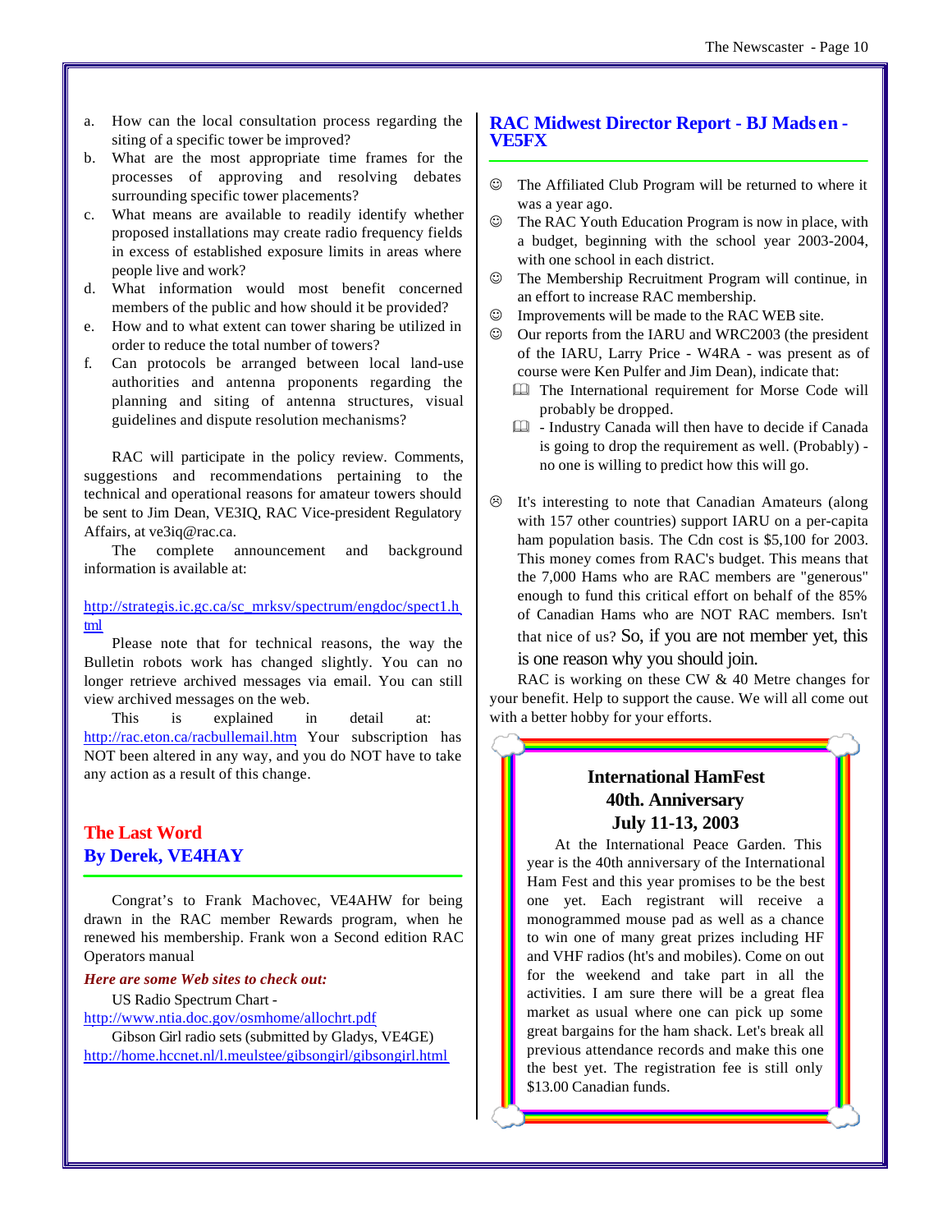a. How can the local consultation process regarding the siting of a specific tower be improved?
b. What are the most appropriate time frames for the processes of approving and resolving debates surrounding specific tower placements?
c. What means are available to readily identify whether proposed installations may create radio frequency fields in excess of established exposure limits in areas where people live and work?
d. What information would most benefit concerned members of the public and how should it be provided?
e. How and to what extent can tower sharing be utilized in order to reduce the total number of towers?
f. Can protocols be arranged between local land-use authorities and antenna proponents regarding the planning and siting of antenna structures, visual guidelines and dispute resolution mechanisms?

RAC will participate in the policy review. Comments, suggestions and recommendations pertaining to the technical and operational reasons for amateur towers should be sent to Jim Dean, VE3IQ, RAC Vice-president Regulatory Affairs, at ve3iq@rac.ca.

The complete announcement and background information is available at:

http://strategis.ic.gc.ca/sc_mrksv/spectrum/engdoc/spect1.html

Please note that for technical reasons, the way the Bulletin robots work has changed slightly. You can no longer retrieve archived messages via email. You can still view archived messages on the web.

This is explained in detail at: http://rac.eton.ca/racbullemail.htm Your subscription has NOT been altered in any way, and you do NOT have to take any action as a result of this change.

## The Last Word
## By Derek, VE4HAY

Congrat's to Frank Machovec, VE4AHW for being drawn in the RAC member Rewards program, when he renewed his membership. Frank won a Second edition RAC Operators manual

***Here are some Web sites to check out:***

US Radio Spectrum Chart - http://www.ntia.doc.gov/osmhome/allochrt.pdf

Gibson Girl radio sets (submitted by Gladys, VE4GE) http://home.hccnet.nl/l.meulstee/gibsongirl/gibsongirl.html

## RAC Midwest Director Report - BJ Madsen - VE5FX

- ☺ The Affiliated Club Program will be returned to where it was a year ago.
- ☺ The RAC Youth Education Program is now in place, with a budget, beginning with the school year 2003-2004, with one school in each district.
- ☺ The Membership Recruitment Program will continue, in an effort to increase RAC membership.
- ☺ Improvements will be made to the RAC WEB site.
- ☺ Our reports from the IARU and WRC2003 (the president of the IARU, Larry Price - W4RA - was present as of course were Ken Pulfer and Jim Dean), indicate that:
  - The International requirement for Morse Code will probably be dropped.
  - - Industry Canada will then have to decide if Canada is going to drop the requirement as well. (Probably) - no one is willing to predict how this will go.

☹ It's interesting to note that Canadian Amateurs (along with 157 other countries) support IARU on a per-capita ham population basis. The Cdn cost is $5,100 for 2003. This money comes from RAC's budget. This means that the 7,000 Hams who are RAC members are "generous" enough to fund this critical effort on behalf of the 85% of Canadian Hams who are NOT RAC members. Isn't that nice of us? So, if you are not member yet, this is one reason why you should join.

RAC is working on these CW & 40 Metre changes for your benefit. Help to support the cause. We will all come out with a better hobby for your efforts.

### International HamFest
### 40th. Anniversary
### July 11-13, 2003

At the International Peace Garden. This year is the 40th anniversary of the International Ham Fest and this year promises to be the best one yet. Each registrant will receive a monogrammed mouse pad as well as a chance to win one of many great prizes including HF and VHF radios (ht's and mobiles). Come on out for the weekend and take part in all the activities. I am sure there will be a great flea market as usual where one can pick up some great bargains for the ham shack. Let's break all previous attendance records and make this one the best yet. The registration fee is still only $13.00 Canadian funds.